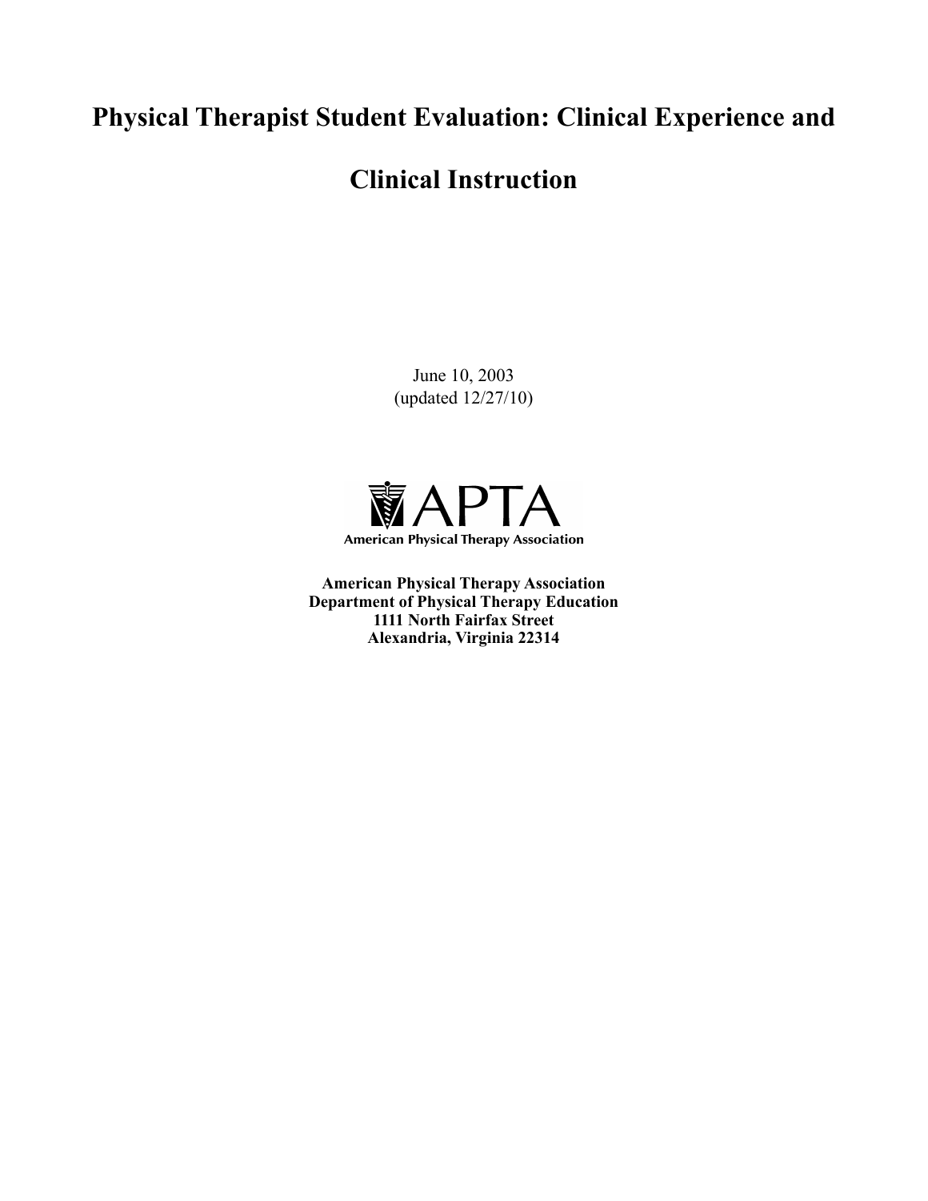# Physical Therapist Student Evaluation: Clinical Experience and Clinical Instruction

June 10, 2003
(updated 12/27/10)

APTA
American Physical Therapy Association

**American Physical Therapy Association**
**Department of Physical Therapy Education**
**1111 North Fairfax Street**
**Alexandria, Virginia 22314**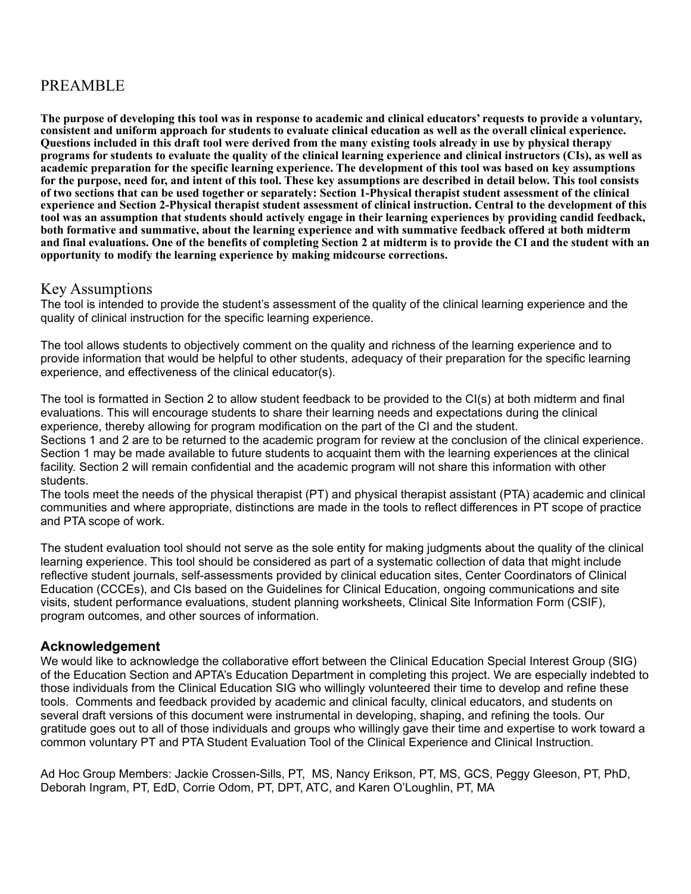# PREAMBLE

**The purpose of developing this tool was in response to academic and clinical educators' requests to provide a voluntary, consistent and uniform approach for students to evaluate clinical education as well as the overall clinical experience. Questions included in this draft tool were derived from the many existing tools already in use by physical therapy programs for students to evaluate the quality of the clinical learning experience and clinical instructors (CIs), as well as academic preparation for the specific learning experience. The development of this tool was based on key assumptions for the purpose, need for, and intent of this tool. These key assumptions are described in detail below. This tool consists of two sections that can be used together or separately: Section 1-Physical therapist student assessment of the clinical experience and Section 2-Physical therapist student assessment of clinical instruction. Central to the development of this tool was an assumption that students should actively engage in their learning experiences by providing candid feedback, both formative and summative, about the learning experience and with summative feedback offered at both midterm and final evaluations. One of the benefits of completing Section 2 at midterm is to provide the CI and the student with an opportunity to modify the learning experience by making midcourse corrections.**

## Key Assumptions

The tool is intended to provide the student's assessment of the quality of the clinical learning experience and the quality of clinical instruction for the specific learning experience.

The tool allows students to objectively comment on the quality and richness of the learning experience and to provide information that would be helpful to other students, adequacy of their preparation for the specific learning experience, and effectiveness of the clinical educator(s).

The tool is formatted in Section 2 to allow student feedback to be provided to the CI(s) at both midterm and final evaluations. This will encourage students to share their learning needs and expectations during the clinical experience, thereby allowing for program modification on the part of the CI and the student.
Sections 1 and 2 are to be returned to the academic program for review at the conclusion of the clinical experience. Section 1 may be made available to future students to acquaint them with the learning experiences at the clinical facility. Section 2 will remain confidential and the academic program will not share this information with other students.
The tools meet the needs of the physical therapist (PT) and physical therapist assistant (PTA) academic and clinical communities and where appropriate, distinctions are made in the tools to reflect differences in PT scope of practice and PTA scope of work.

The student evaluation tool should not serve as the sole entity for making judgments about the quality of the clinical learning experience. This tool should be considered as part of a systematic collection of data that might include reflective student journals, self-assessments provided by clinical education sites, Center Coordinators of Clinical Education (CCCEs), and CIs based on the Guidelines for Clinical Education, ongoing communications and site visits, student performance evaluations, student planning worksheets, Clinical Site Information Form (CSIF), program outcomes, and other sources of information.

### Acknowledgement

We would like to acknowledge the collaborative effort between the Clinical Education Special Interest Group (SIG) of the Education Section and APTA's Education Department in completing this project. We are especially indebted to those individuals from the Clinical Education SIG who willingly volunteered their time to develop and refine these tools. Comments and feedback provided by academic and clinical faculty, clinical educators, and students on several draft versions of this document were instrumental in developing, shaping, and refining the tools. Our gratitude goes out to all of those individuals and groups who willingly gave their time and expertise to work toward a common voluntary PT and PTA Student Evaluation Tool of the Clinical Experience and Clinical Instruction.

Ad Hoc Group Members: Jackie Crossen-Sills, PT, MS, Nancy Erikson, PT, MS, GCS, Peggy Gleeson, PT, PhD, Deborah Ingram, PT, EdD, Corrie Odom, PT, DPT, ATC, and Karen O'Loughlin, PT, MA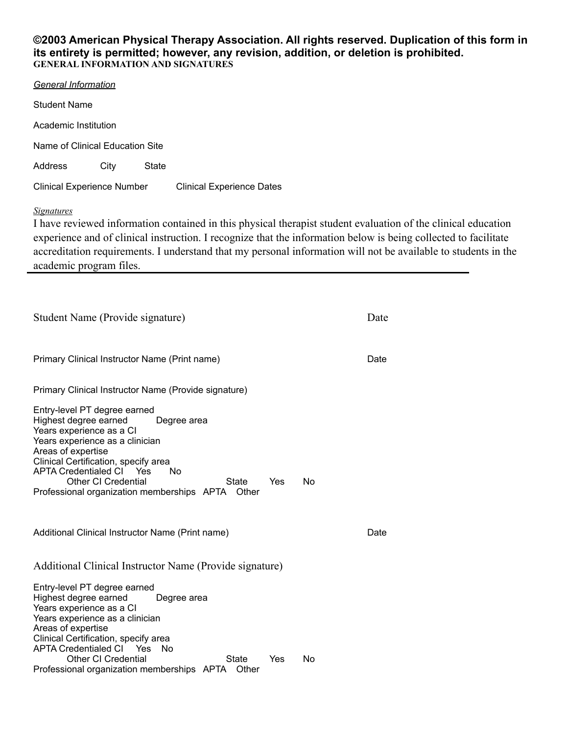**©2003 American Physical Therapy Association. All rights reserved. Duplication of this form in its entirety is permitted; however, any revision, addition, or deletion is prohibited.**

**GENERAL INFORMATION AND SIGNATURES**

*General Information*

Student Name

Academic Institution

Name of Clinical Education Site

Address City State

Clinical Experience Number Clinical Experience Dates

*Signatures*

I have reviewed information contained in this physical therapist student evaluation of the clinical education experience and of clinical instruction. I recognize that the information below is being collected to facilitate accreditation requirements. I understand that my personal information will not be available to students in the academic program files.

---

Student Name (Provide signature) Date

Primary Clinical Instructor Name (Print name) Date

Primary Clinical Instructor Name (Provide signature)

Entry-level PT degree earned
Highest degree earned Degree area
Years experience as a CI
Years experience as a clinician
Areas of expertise
Clinical Certification, specify area
APTA Credentialed CI Yes No
Other CI Credential State Yes No
Professional organization memberships APTA Other

Additional Clinical Instructor Name (Print name) Date

Additional Clinical Instructor Name (Provide signature)

Entry-level PT degree earned
Highest degree earned Degree area
Years experience as a CI
Years experience as a clinician
Areas of expertise
Clinical Certification, specify area
APTA Credentialed CI Yes No
Other CI Credential State Yes No
Professional organization memberships APTA Other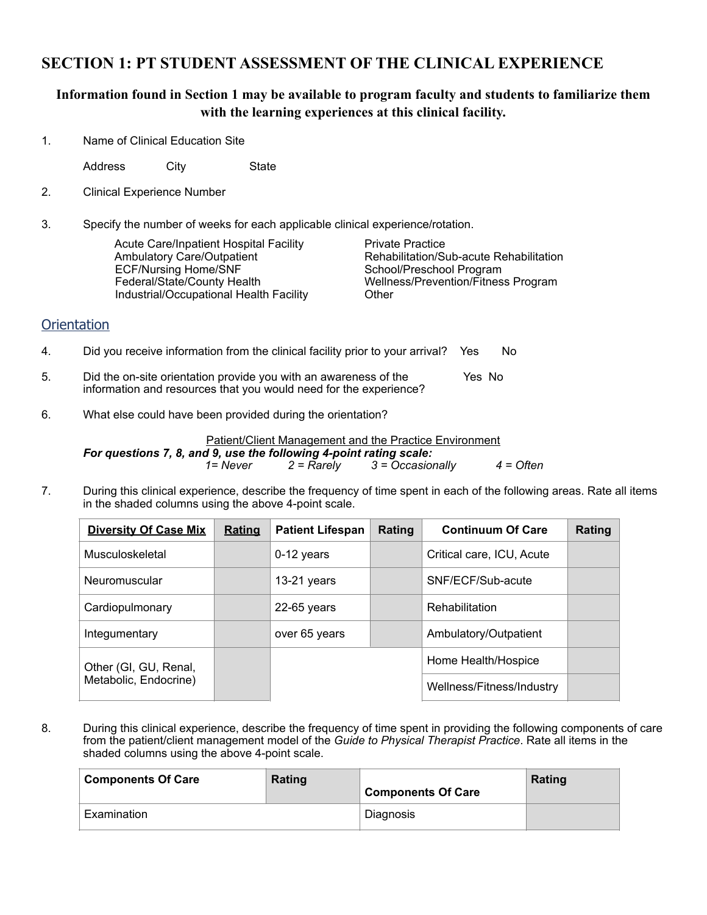# SECTION 1: PT STUDENT ASSESSMENT OF THE CLINICAL EXPERIENCE

**Information found in Section 1 may be available to program faculty and students to familiarize them with the learning experiences at this clinical facility.**

1. Name of Clinical Education Site

   Address City State

2. Clinical Experience Number

3. Specify the number of weeks for each applicable clinical experience/rotation.

   - Acute Care/Inpatient Hospital Facility
   - Ambulatory Care/Outpatient
   - ECF/Nursing Home/SNF
   - Federal/State/County Health
   - Industrial/Occupational Health Facility
   - Private Practice
   - Rehabilitation/Sub-acute Rehabilitation
   - School/Preschool Program
   - Wellness/Prevention/Fitness Program
   - Other

## Orientation

4. Did you receive information from the clinical facility prior to your arrival? Yes No

5. Did the on-site orientation provide you with an awareness of the information and resources that you would need for the experience? Yes No

6. What else could have been provided during the orientation?

Patient/Client Management and the Practice Environment

***For questions 7, 8, and 9, use the following 4-point rating scale:***

*1= Never 2 = Rarely 3 = Occasionally 4 = Often*

7. During this clinical experience, describe the frequency of time spent in each of the following areas. Rate all items in the shaded columns using the above 4-point scale.

| Diversity Of Case Mix | Rating | Patient Lifespan | Rating | Continuum Of Care | Rating |
|---|---|---|---|---|---|
| Musculoskeletal | | 0-12 years | | Critical care, ICU, Acute | |
| Neuromuscular | | 13-21 years | | SNF/ECF/Sub-acute | |
| Cardiopulmonary | | 22-65 years | | Rehabilitation | |
| Integumentary | | over 65 years | | Ambulatory/Outpatient | |
| Other (GI, GU, Renal, Metabolic, Endocrine) | | | | Home Health/Hospice | |
| | | | | Wellness/Fitness/Industry | |

8. During this clinical experience, describe the frequency of time spent in providing the following components of care from the patient/client management model of the *Guide to Physical Therapist Practice*. Rate all items in the shaded columns using the above 4-point scale.

| Components Of Care | Rating | Components Of Care | Rating |
|---|---|---|---|
| Examination | | Diagnosis | |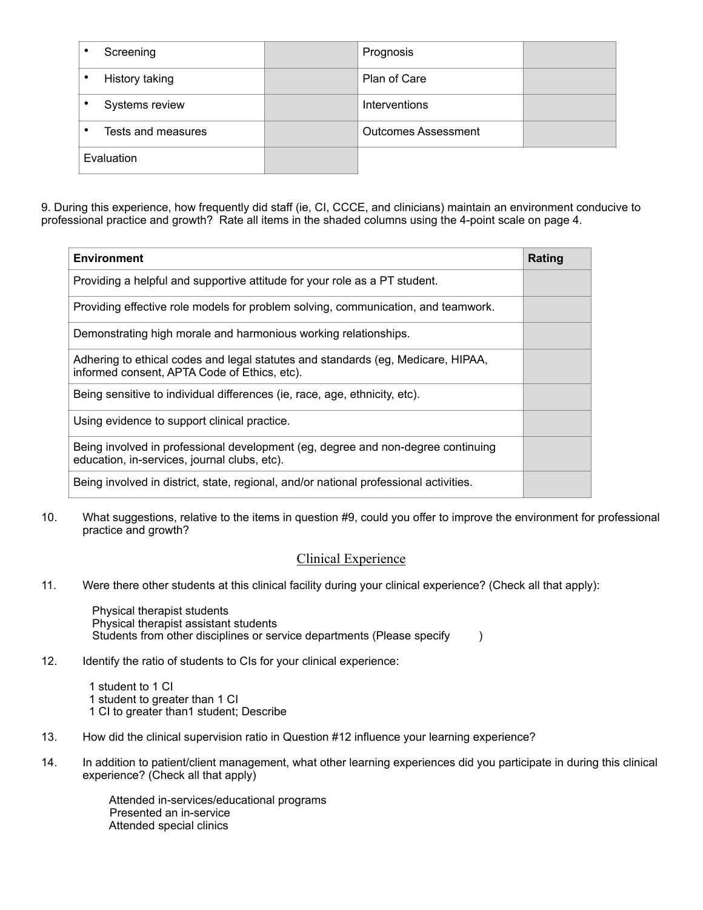| | | | |
|---|---|---|---|
| • Screening | | Prognosis | |
| • History taking | | Plan of Care | |
| • Systems review | | Interventions | |
| • Tests and measures | | Outcomes Assessment | |
| Evaluation | | | |

9. During this experience, how frequently did staff (ie, CI, CCCE, and clinicians) maintain an environment conducive to professional practice and growth? Rate all items in the shaded columns using the 4-point scale on page 4.

| Environment | Rating |
|---|---|
| Providing a helpful and supportive attitude for your role as a PT student. | |
| Providing effective role models for problem solving, communication, and teamwork. | |
| Demonstrating high morale and harmonious working relationships. | |
| Adhering to ethical codes and legal statutes and standards (eg, Medicare, HIPAA, informed consent, APTA Code of Ethics, etc). | |
| Being sensitive to individual differences (ie, race, age, ethnicity, etc). | |
| Using evidence to support clinical practice. | |
| Being involved in professional development (eg, degree and non-degree continuing education, in-services, journal clubs, etc). | |
| Being involved in district, state, regional, and/or national professional activities. | |

10. What suggestions, relative to the items in question #9, could you offer to improve the environment for professional practice and growth?

## Clinical Experience

11. Were there other students at this clinical facility during your clinical experience? (Check all that apply):

    Physical therapist students
    Physical therapist assistant students
    Students from other disciplines or service departments (Please specify )

12. Identify the ratio of students to CIs for your clinical experience:

    1 student to 1 CI
    1 student to greater than 1 CI
    1 CI to greater than1 student; Describe

13. How did the clinical supervision ratio in Question #12 influence your learning experience?

14. In addition to patient/client management, what other learning experiences did you participate in during this clinical experience? (Check all that apply)

    Attended in-services/educational programs
    Presented an in-service
    Attended special clinics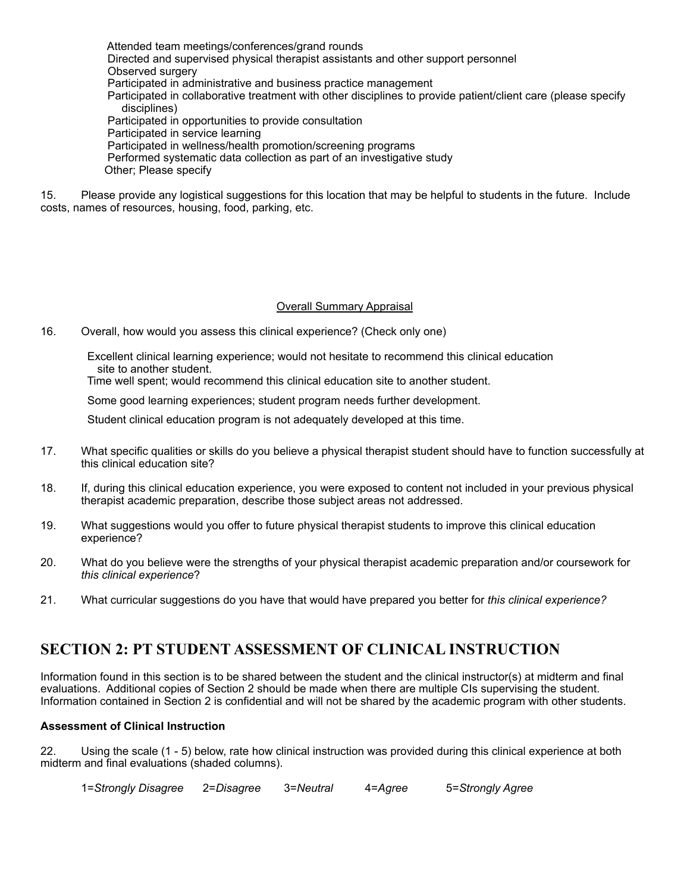- Attended team meetings/conferences/grand rounds
- Directed and supervised physical therapist assistants and other support personnel
- Observed surgery
- Participated in administrative and business practice management
- Participated in collaborative treatment with other disciplines to provide patient/client care (please specify disciplines)
- Participated in opportunities to provide consultation
- Participated in service learning
- Participated in wellness/health promotion/screening programs
- Performed systematic data collection as part of an investigative study
- Other; Please specify

15. Please provide any logistical suggestions for this location that may be helpful to students in the future. Include costs, names of resources, housing, food, parking, etc.

### Overall Summary Appraisal

16. Overall, how would you assess this clinical experience? (Check only one)

- Excellent clinical learning experience; would not hesitate to recommend this clinical education site to another student.
- Time well spent; would recommend this clinical education site to another student.
- Some good learning experiences; student program needs further development.
- Student clinical education program is not adequately developed at this time.

17. What specific qualities or skills do you believe a physical therapist student should have to function successfully at this clinical education site?

18. If, during this clinical education experience, you were exposed to content not included in your previous physical therapist academic preparation, describe those subject areas not addressed.

19. What suggestions would you offer to future physical therapist students to improve this clinical education experience?

20. What do you believe were the strengths of your physical therapist academic preparation and/or coursework for *this clinical experience*?

21. What curricular suggestions do you have that would have prepared you better for *this clinical experience?*

## SECTION 2: PT STUDENT ASSESSMENT OF CLINICAL INSTRUCTION

Information found in this section is to be shared between the student and the clinical instructor(s) at midterm and final evaluations. Additional copies of Section 2 should be made when there are multiple CIs supervising the student. Information contained in Section 2 is confidential and will not be shared by the academic program with other students.

**Assessment of Clinical Instruction**

22. Using the scale (1 - 5) below, rate how clinical instruction was provided during this clinical experience at both midterm and final evaluations (shaded columns).

1=*Strongly Disagree* 2=*Disagree* 3=*Neutral* 4=*Agree* 5=*Strongly Agree*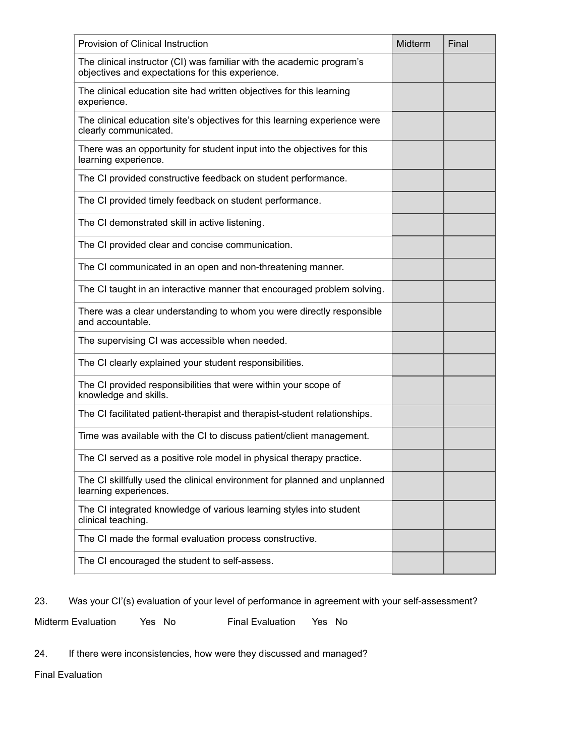| Provision of Clinical Instruction | Midterm | Final |
| --- | --- | --- |
| The clinical instructor (CI) was familiar with the academic program's objectives and expectations for this experience. | | |
| The clinical education site had written objectives for this learning experience. | | |
| The clinical education site's objectives for this learning experience were clearly communicated. | | |
| There was an opportunity for student input into the objectives for this learning experience. | | |
| The CI provided constructive feedback on student performance. | | |
| The CI provided timely feedback on student performance. | | |
| The CI demonstrated skill in active listening. | | |
| The CI provided clear and concise communication. | | |
| The CI communicated in an open and non-threatening manner. | | |
| The CI taught in an interactive manner that encouraged problem solving. | | |
| There was a clear understanding to whom you were directly responsible and accountable. | | |
| The supervising CI was accessible when needed. | | |
| The CI clearly explained your student responsibilities. | | |
| The CI provided responsibilities that were within your scope of knowledge and skills. | | |
| The CI facilitated patient-therapist and therapist-student relationships. | | |
| Time was available with the CI to discuss patient/client management. | | |
| The CI served as a positive role model in physical therapy practice. | | |
| The CI skillfully used the clinical environment for planned and unplanned learning experiences. | | |
| The CI integrated knowledge of various learning styles into student clinical teaching. | | |
| The CI made the formal evaluation process constructive. | | |
| The CI encouraged the student to self-assess. | | |

23. Was your CI'(s) evaluation of your level of performance in agreement with your self-assessment?

Midterm Evaluation Yes No Final Evaluation Yes No

24. If there were inconsistencies, how were they discussed and managed?

Final Evaluation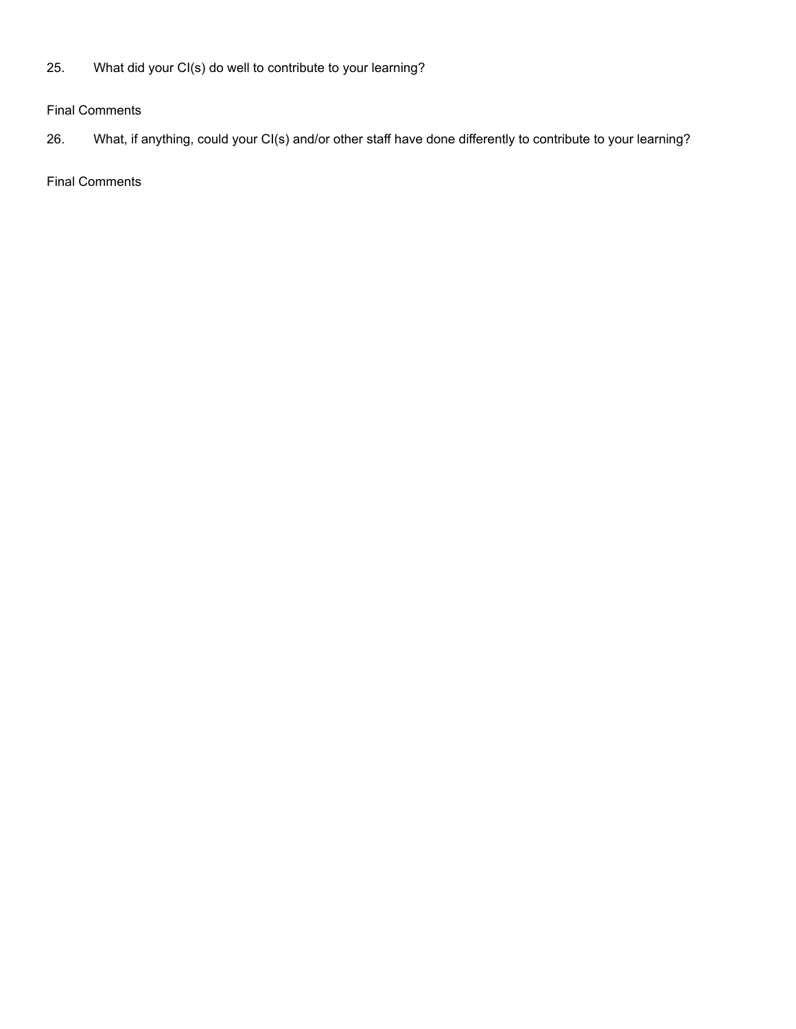25. What did your CI(s) do well to contribute to your learning?

Final Comments

26. What, if anything, could your CI(s) and/or other staff have done differently to contribute to your learning?

Final Comments